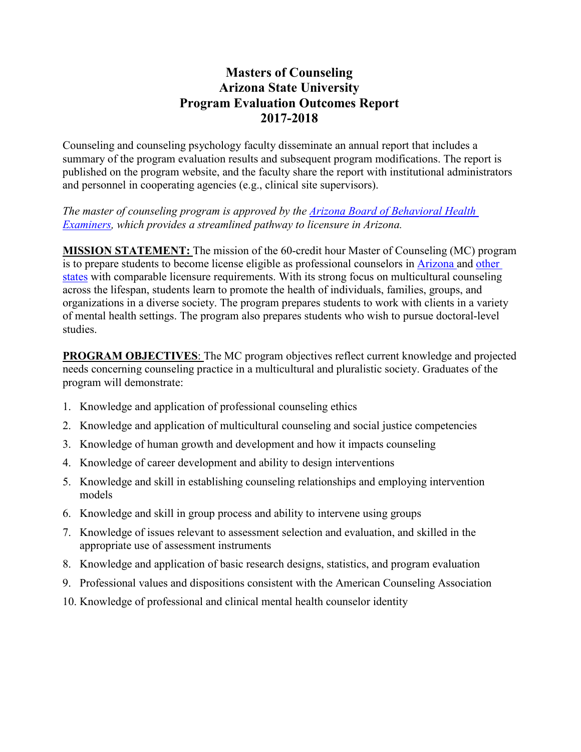# Masters of Counseling
# Arizona State University
# Program Evaluation Outcomes Report
# 2017-2018

Counseling and counseling psychology faculty disseminate an annual report that includes a summary of the program evaluation results and subsequent program modifications. The report is published on the program website, and the faculty share the report with institutional administrators and personnel in cooperating agencies (e.g., clinical site supervisors).

*The master of counseling program is approved by the Arizona Board of Behavioral Health Examiners, which provides a streamlined pathway to licensure in Arizona.*

**MISSION STATEMENT:** The mission of the 60-credit hour Master of Counseling (MC) program is to prepare students to become license eligible as professional counselors in Arizona and other states with comparable licensure requirements. With its strong focus on multicultural counseling across the lifespan, students learn to promote the health of individuals, families, groups, and organizations in a diverse society. The program prepares students to work with clients in a variety of mental health settings. The program also prepares students who wish to pursue doctoral-level studies.

**PROGRAM OBJECTIVES**: The MC program objectives reflect current knowledge and projected needs concerning counseling practice in a multicultural and pluralistic society. Graduates of the program will demonstrate:

1. Knowledge and application of professional counseling ethics
2. Knowledge and application of multicultural counseling and social justice competencies
3. Knowledge of human growth and development and how it impacts counseling
4. Knowledge of career development and ability to design interventions
5. Knowledge and skill in establishing counseling relationships and employing intervention models
6. Knowledge and skill in group process and ability to intervene using groups
7. Knowledge of issues relevant to assessment selection and evaluation, and skilled in the appropriate use of assessment instruments
8. Knowledge and application of basic research designs, statistics, and program evaluation
9. Professional values and dispositions consistent with the American Counseling Association
10. Knowledge of professional and clinical mental health counselor identity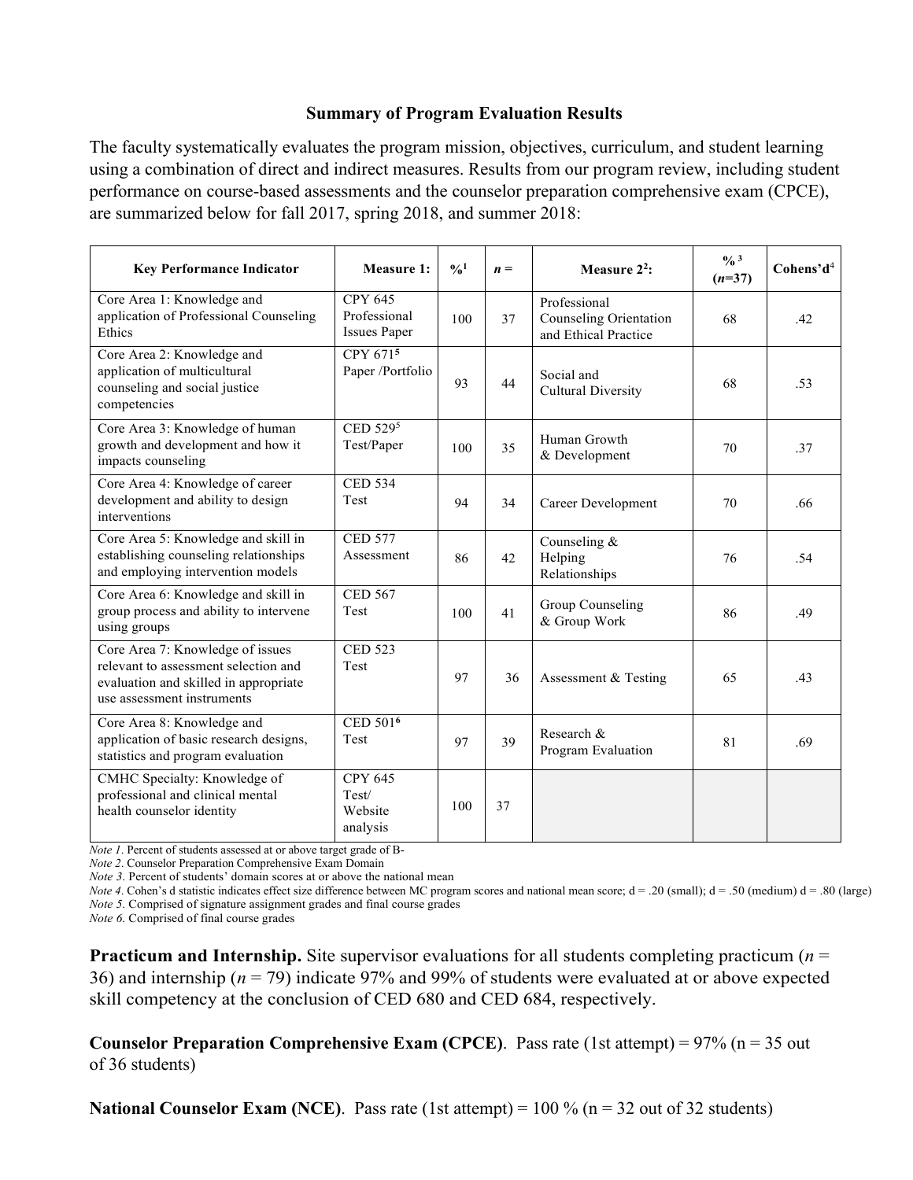**Summary of Program Evaluation Results**

The faculty systematically evaluates the program mission, objectives, curriculum, and student learning using a combination of direct and indirect measures. Results from our program review, including student performance on course-based assessments and the counselor preparation comprehensive exam (CPCE), are summarized below for fall 2017, spring 2018, and summer 2018:

| Key Performance Indicator | Measure 1: | %[1] | *n* = | Measure 2[2]: | %[3] (*n*=37) | Cohens'd[4] |
|---|---|---|---|---|---|---|
| Core Area 1: Knowledge and application of Professional Counseling Ethics | CPY 645 Professional Issues Paper | 100 | 37 | Professional Counseling Orientation and Ethical Practice | 68 | .42 |
| Core Area 2: Knowledge and application of multicultural counseling and social justice competencies | CPY 671[5] Paper /Portfolio | 93 | 44 | Social and Cultural Diversity | 68 | .53 |
| Core Area 3: Knowledge of human growth and development and how it impacts counseling | CED 529[5] Test/Paper | 100 | 35 | Human Growth & Development | 70 | .37 |
| Core Area 4: Knowledge of career development and ability to design interventions | CED 534 Test | 94 | 34 | Career Development | 70 | .66 |
| Core Area 5: Knowledge and skill in establishing counseling relationships and employing intervention models | CED 577 Assessment | 86 | 42 | Counseling & Helping Relationships | 76 | .54 |
| Core Area 6: Knowledge and skill in group process and ability to intervene using groups | CED 567 Test | 100 | 41 | Group Counseling & Group Work | 86 | .49 |
| Core Area 7: Knowledge of issues relevant to assessment selection and evaluation and skilled in appropriate use assessment instruments | CED 523 Test | 97 | 36 | Assessment & Testing | 65 | .43 |
| Core Area 8: Knowledge and application of basic research designs, statistics and program evaluation | CED 501[6] Test | 97 | 39 | Research & Program Evaluation | 81 | .69 |
| CMHC Specialty: Knowledge of professional and clinical mental health counselor identity | CPY 645 Test/ Website analysis | 100 | 37 | | | |

*Note 1*. Percent of students assessed at or above target grade of B-

*Note 2*. Counselor Preparation Comprehensive Exam Domain

*Note 3*. Percent of students' domain scores at or above the national mean

*Note 4*. Cohen's d statistic indicates effect size difference between MC program scores and national mean score; d = .20 (small); d = .50 (medium) d = .80 (large)

*Note 5*. Comprised of signature assignment grades and final course grades

*Note 6*. Comprised of final course grades

**Practicum and Internship.** Site supervisor evaluations for all students completing practicum (*n* = 36) and internship (*n* = 79) indicate 97% and 99% of students were evaluated at or above expected skill competency at the conclusion of CED 680 and CED 684, respectively.

**Counselor Preparation Comprehensive Exam (CPCE)**. Pass rate (1st attempt) = 97% (n = 35 out of 36 students)

**National Counselor Exam (NCE)**. Pass rate (1st attempt) = 100 % (n = 32 out of 32 students)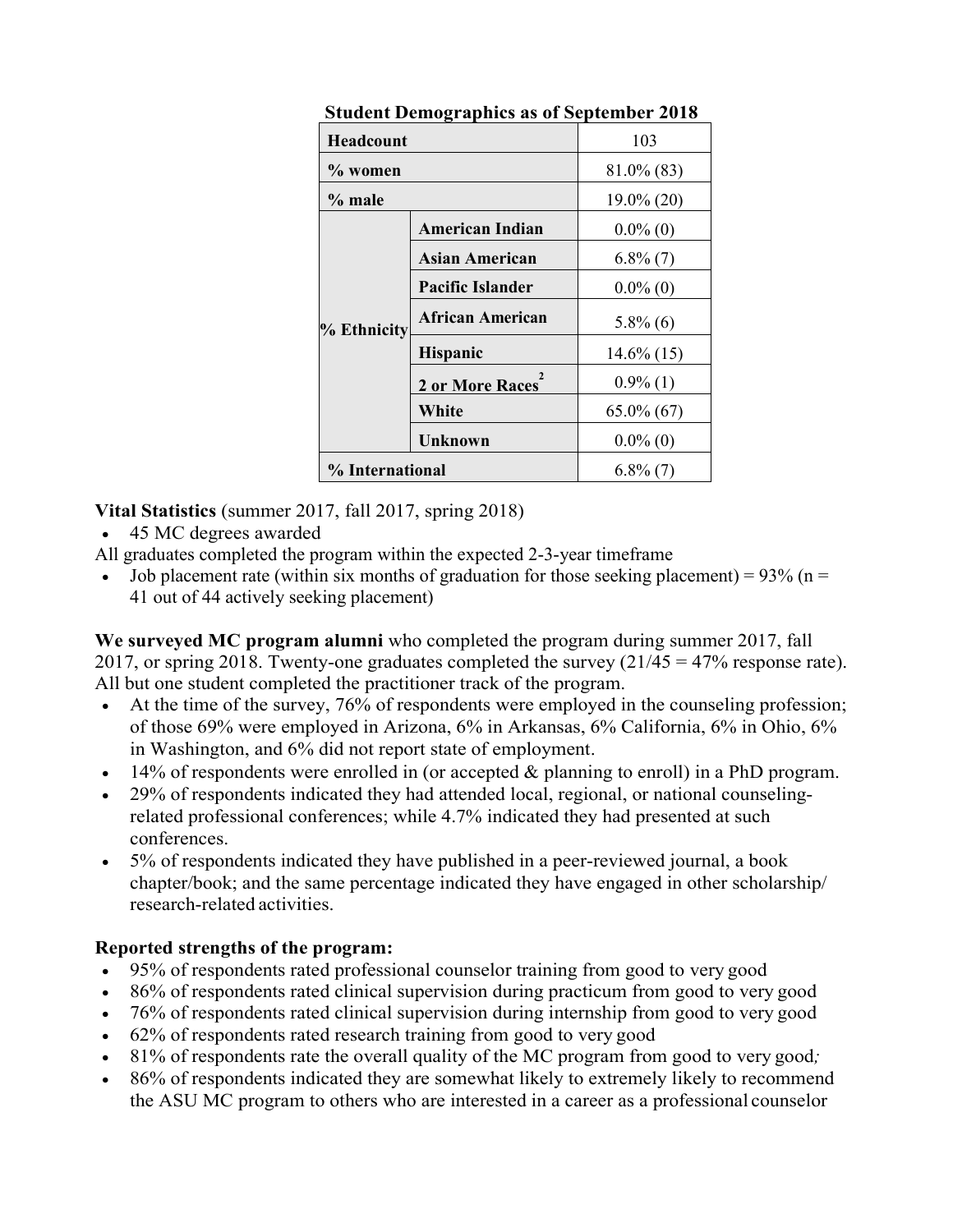**Student Demographics as of September 2018**

| | | |
|---|---|---|
| **Headcount** | | 103 |
| **% women** | | 81.0% (83) |
| **% male** | | 19.0% (20) |
| **% Ethnicity** | **American Indian** | 0.0% (0) |
| | **Asian American** | 6.8% (7) |
| | **Pacific Islander** | 0.0% (0) |
| | **African American** | 5.8% (6) |
| | **Hispanic** | 14.6% (15) |
| | **2 or More Races**[2] | 0.9% (1) |
| | **White** | 65.0% (67) |
| | **Unknown** | 0.0% (0) |
| **% International** | | 6.8% (7) |

**Vital Statistics** (summer 2017, fall 2017, spring 2018)

- 45 MC degrees awarded

All graduates completed the program within the expected 2-3-year timeframe

- Job placement rate (within six months of graduation for those seeking placement) = 93% (n = 41 out of 44 actively seeking placement)

**We surveyed MC program alumni** who completed the program during summer 2017, fall 2017, or spring 2018. Twenty-one graduates completed the survey (21/45 = 47% response rate). All but one student completed the practitioner track of the program.

- At the time of the survey, 76% of respondents were employed in the counseling profession; of those 69% were employed in Arizona, 6% in Arkansas, 6% California, 6% in Ohio, 6% in Washington, and 6% did not report state of employment.
- 14% of respondents were enrolled in (or accepted & planning to enroll) in a PhD program.
- 29% of respondents indicated they had attended local, regional, or national counseling-related professional conferences; while 4.7% indicated they had presented at such conferences.
- 5% of respondents indicated they have published in a peer-reviewed journal, a book chapter/book; and the same percentage indicated they have engaged in other scholarship/ research-related activities.

**Reported strengths of the program:**

- 95% of respondents rated professional counselor training from good to very good
- 86% of respondents rated clinical supervision during practicum from good to very good
- 76% of respondents rated clinical supervision during internship from good to very good
- 62% of respondents rated research training from good to very good
- 81% of respondents rate the overall quality of the MC program from good to very good;
- 86% of respondents indicated they are somewhat likely to extremely likely to recommend the ASU MC program to others who are interested in a career as a professional counselor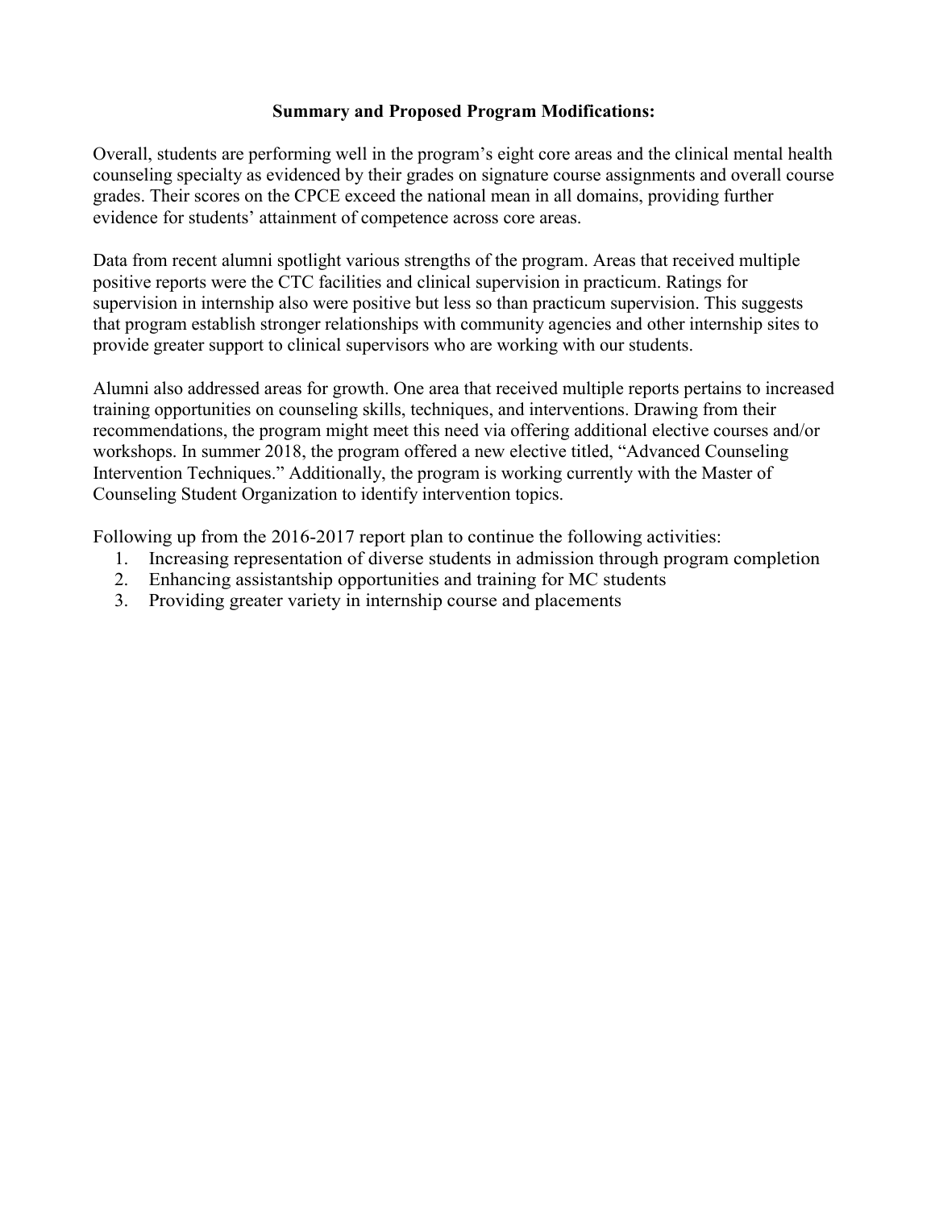**Summary and Proposed Program Modifications:**

Overall, students are performing well in the program's eight core areas and the clinical mental health counseling specialty as evidenced by their grades on signature course assignments and overall course grades. Their scores on the CPCE exceed the national mean in all domains, providing further evidence for students' attainment of competence across core areas.

Data from recent alumni spotlight various strengths of the program. Areas that received multiple positive reports were the CTC facilities and clinical supervision in practicum. Ratings for supervision in internship also were positive but less so than practicum supervision. This suggests that program establish stronger relationships with community agencies and other internship sites to provide greater support to clinical supervisors who are working with our students.

Alumni also addressed areas for growth. One area that received multiple reports pertains to increased training opportunities on counseling skills, techniques, and interventions. Drawing from their recommendations, the program might meet this need via offering additional elective courses and/or workshops. In summer 2018, the program offered a new elective titled, "Advanced Counseling Intervention Techniques." Additionally, the program is working currently with the Master of Counseling Student Organization to identify intervention topics.

Following up from the 2016-2017 report plan to continue the following activities:

1. Increasing representation of diverse students in admission through program completion
2. Enhancing assistantship opportunities and training for MC students
3. Providing greater variety in internship course and placements